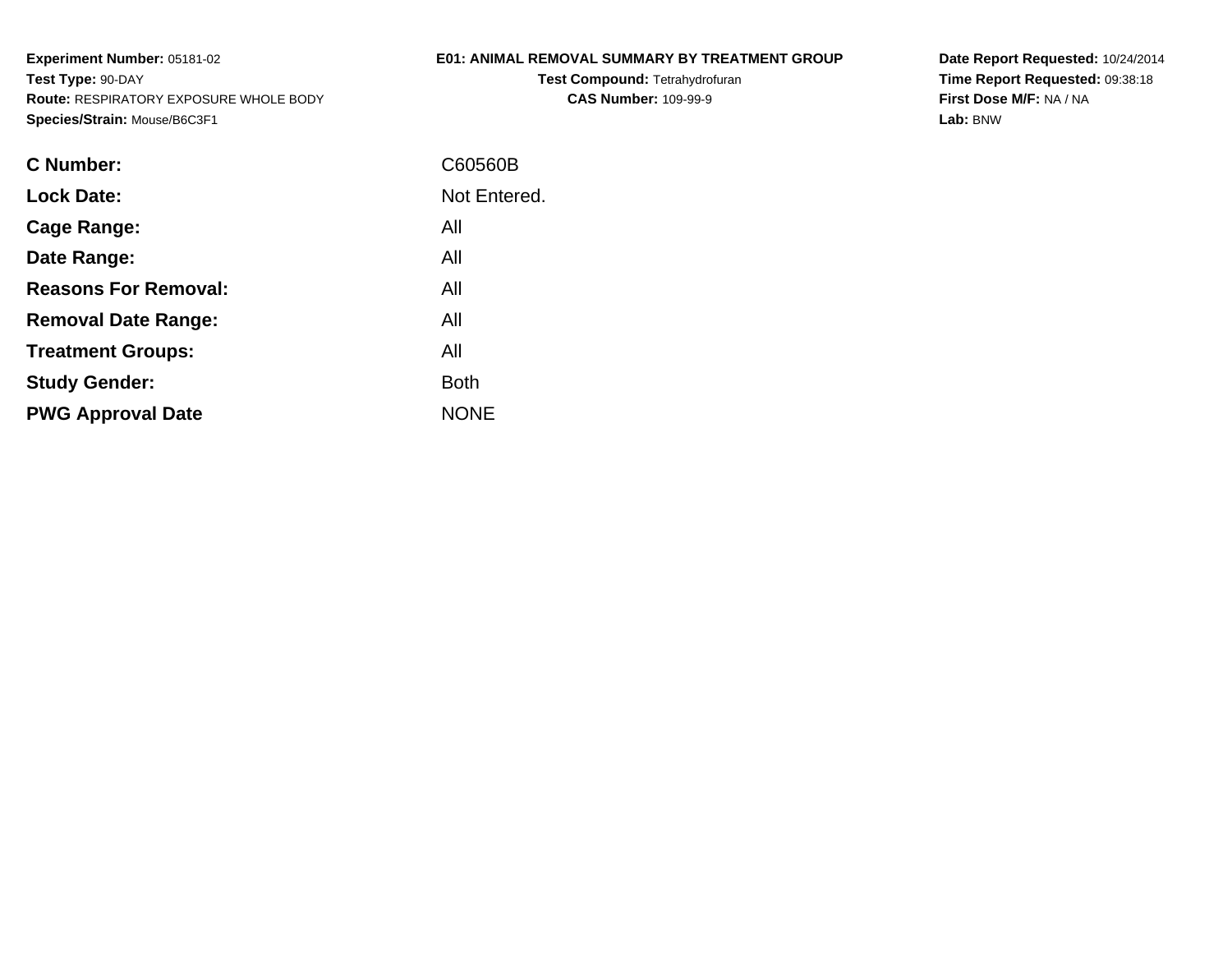**Experiment Number:** 05181-02
**Test Type:** 90-DAY
**Route:** RESPIRATORY EXPOSURE WHOLE BODY
**Species/Strain:** Mouse/B6C3F1

**E01: ANIMAL REMOVAL SUMMARY BY TREATMENT GROUP**
**Test Compound:** Tetrahydrofuran
**CAS Number:** 109-99-9

**Date Report Requested:** 10/24/2014
**Time Report Requested:** 09:38:18
**First Dose M/F:** NA / NA
**Lab:** BNW

| | |
|---|---|
| **C Number:** | C60560B |
| **Lock Date:** | Not Entered. |
| **Cage Range:** | All |
| **Date Range:** | All |
| **Reasons For Removal:** | All |
| **Removal Date Range:** | All |
| **Treatment Groups:** | All |
| **Study Gender:** | Both |
| **PWG Approval Date** | NONE |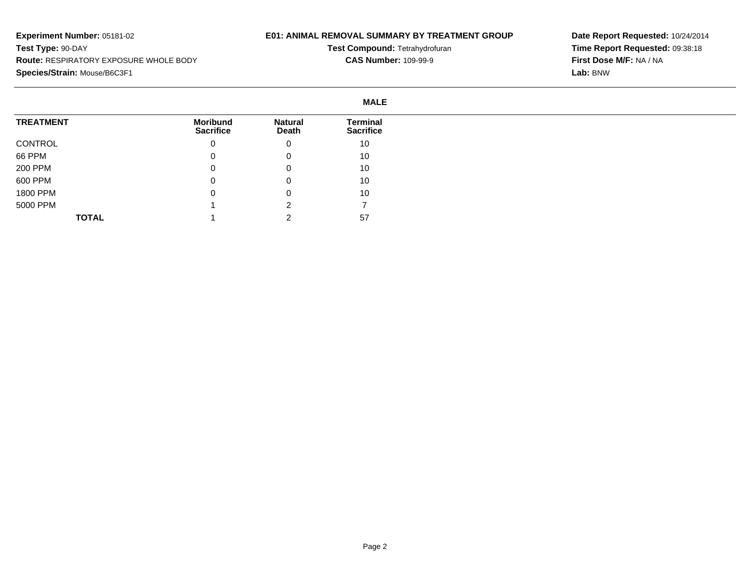**Experiment Number:** 05181-02
**Test Type:** 90-DAY
**Route:** RESPIRATORY EXPOSURE WHOLE BODY
**Species/Strain:** Mouse/B6C3F1

**E01: ANIMAL REMOVAL SUMMARY BY TREATMENT GROUP**
**Test Compound:** Tetrahydrofuran
**CAS Number:** 109-99-9

**Date Report Requested:** 10/24/2014
**Time Report Requested:** 09:38:18
**First Dose M/F:** NA / NA
**Lab:** BNW

**MALE**

| TREATMENT | Moribund Sacrifice | Natural Death | Terminal Sacrifice |
|---|---|---|---|
| CONTROL | 0 | 0 | 10 |
| 66 PPM | 0 | 0 | 10 |
| 200 PPM | 0 | 0 | 10 |
| 600 PPM | 0 | 0 | 10 |
| 1800 PPM | 0 | 0 | 10 |
| 5000 PPM | 1 | 2 | 7 |
| **TOTAL** | 1 | 2 | 57 |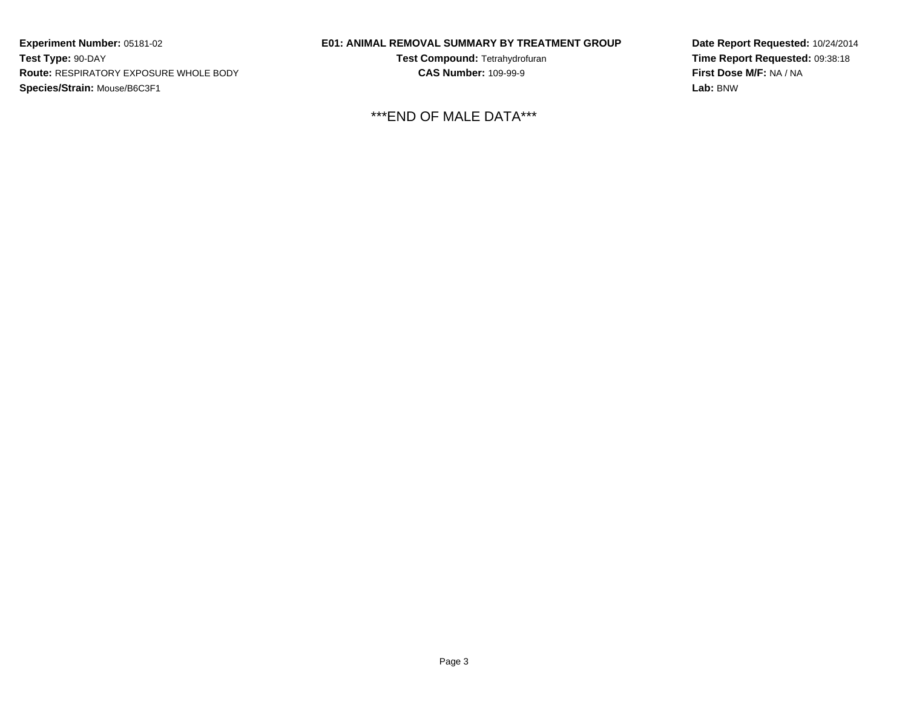**Experiment Number:** 05181-02
**Test Type:** 90-DAY
**Route:** RESPIRATORY EXPOSURE WHOLE BODY
**Species/Strain:** Mouse/B6C3F1

**E01: ANIMAL REMOVAL SUMMARY BY TREATMENT GROUP**
**Test Compound:** Tetrahydrofuran
**CAS Number:** 109-99-9

**Date Report Requested:** 10/24/2014
**Time Report Requested:** 09:38:18
**First Dose M/F:** NA / NA
**Lab:** BNW

***END OF MALE DATA***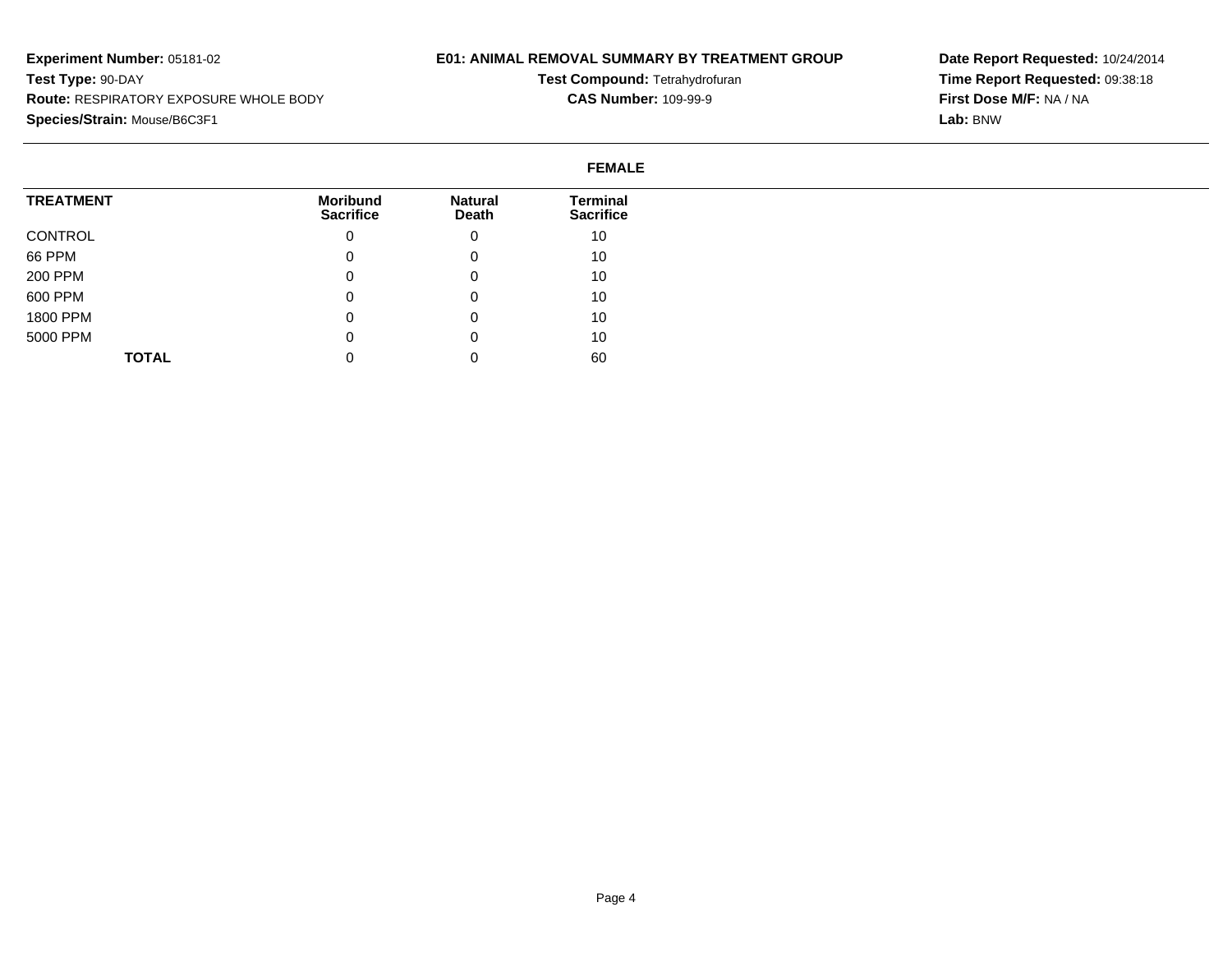**Experiment Number:** 05181-02
**Test Type:** 90-DAY
**Route:** RESPIRATORY EXPOSURE WHOLE BODY
**Species/Strain:** Mouse/B6C3F1

**E01: ANIMAL REMOVAL SUMMARY BY TREATMENT GROUP**
**Test Compound:** Tetrahydrofuran
**CAS Number:** 109-99-9

**Date Report Requested:** 10/24/2014
**Time Report Requested:** 09:38:18
**First Dose M/F:** NA / NA
**Lab:** BNW

**FEMALE**

| TREATMENT | Moribund Sacrifice | Natural Death | Terminal Sacrifice |
|---|---|---|---|
| CONTROL | 0 | 0 | 10 |
| 66 PPM | 0 | 0 | 10 |
| 200 PPM | 0 | 0 | 10 |
| 600 PPM | 0 | 0 | 10 |
| 1800 PPM | 0 | 0 | 10 |
| 5000 PPM | 0 | 0 | 10 |
| **TOTAL** | 0 | 0 | 60 |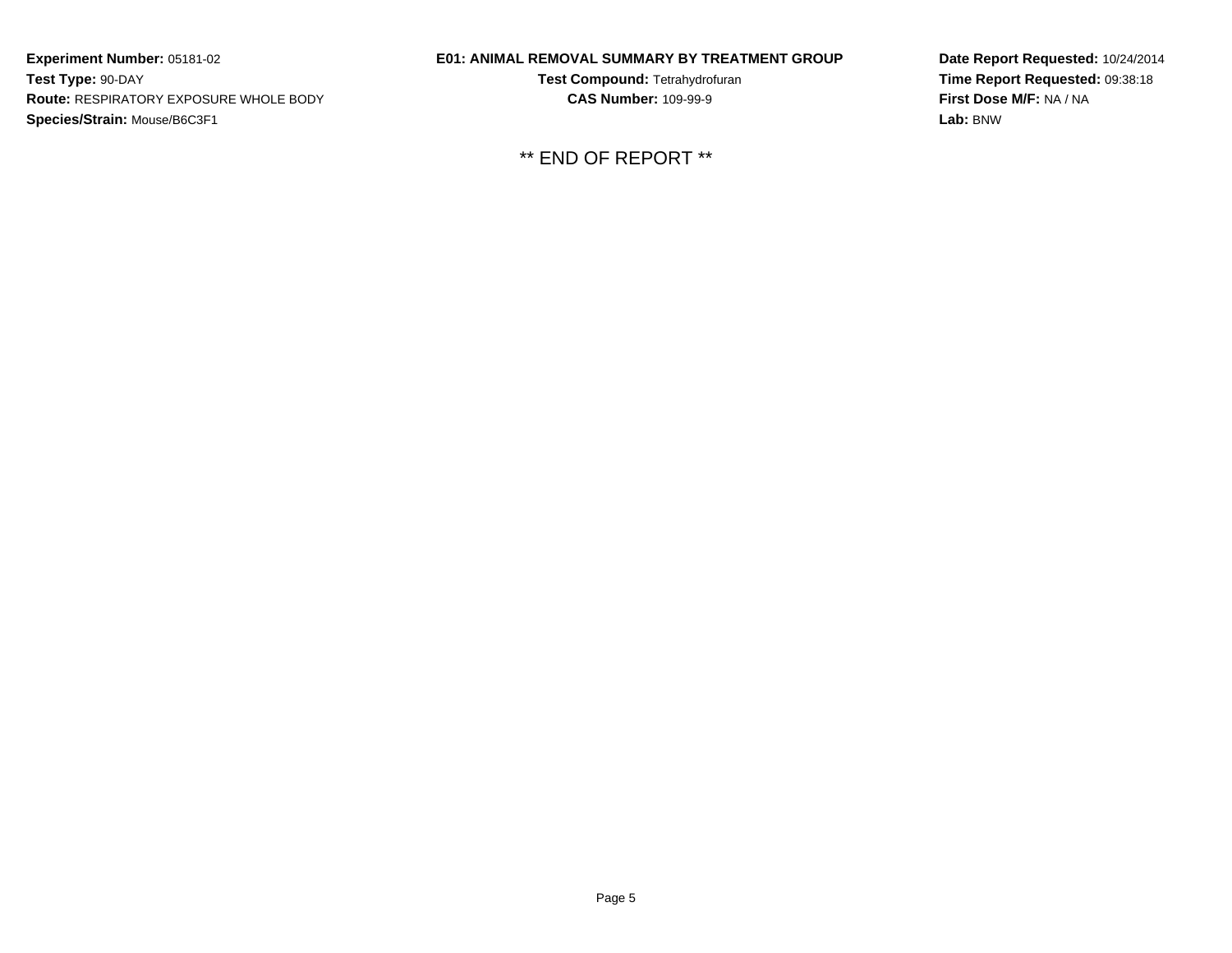**Experiment Number:** 05181-02
**Test Type:** 90-DAY
**Route:** RESPIRATORY EXPOSURE WHOLE BODY
**Species/Strain:** Mouse/B6C3F1

**E01: ANIMAL REMOVAL SUMMARY BY TREATMENT GROUP**
**Test Compound:** Tetrahydrofuran
**CAS Number:** 109-99-9

**Date Report Requested:** 10/24/2014
**Time Report Requested:** 09:38:18
**First Dose M/F:** NA / NA
**Lab:** BNW

** END OF REPORT **